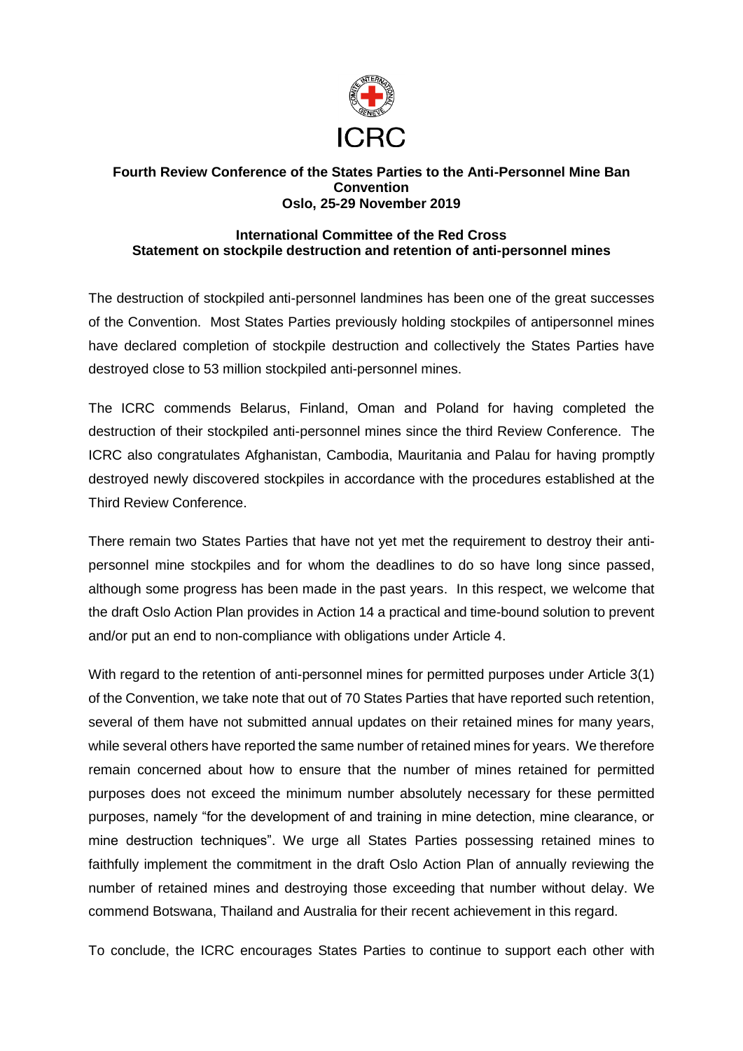ICRC

**Fourth Review Conference of the States Parties to the Anti-Personnel Mine Ban Convention**
**Oslo, 25-29 November 2019**

**International Committee of the Red Cross**
**Statement on stockpile destruction and retention of anti-personnel mines**

The destruction of stockpiled anti-personnel landmines has been one of the great successes of the Convention. Most States Parties previously holding stockpiles of antipersonnel mines have declared completion of stockpile destruction and collectively the States Parties have destroyed close to 53 million stockpiled anti-personnel mines.

The ICRC commends Belarus, Finland, Oman and Poland for having completed the destruction of their stockpiled anti-personnel mines since the third Review Conference. The ICRC also congratulates Afghanistan, Cambodia, Mauritania and Palau for having promptly destroyed newly discovered stockpiles in accordance with the procedures established at the Third Review Conference.

There remain two States Parties that have not yet met the requirement to destroy their anti-personnel mine stockpiles and for whom the deadlines to do so have long since passed, although some progress has been made in the past years. In this respect, we welcome that the draft Oslo Action Plan provides in Action 14 a practical and time-bound solution to prevent and/or put an end to non-compliance with obligations under Article 4.

With regard to the retention of anti-personnel mines for permitted purposes under Article 3(1) of the Convention, we take note that out of 70 States Parties that have reported such retention, several of them have not submitted annual updates on their retained mines for many years, while several others have reported the same number of retained mines for years. We therefore remain concerned about how to ensure that the number of mines retained for permitted purposes does not exceed the minimum number absolutely necessary for these permitted purposes, namely "for the development of and training in mine detection, mine clearance, or mine destruction techniques". We urge all States Parties possessing retained mines to faithfully implement the commitment in the draft Oslo Action Plan of annually reviewing the number of retained mines and destroying those exceeding that number without delay. We commend Botswana, Thailand and Australia for their recent achievement in this regard.

To conclude, the ICRC encourages States Parties to continue to support each other with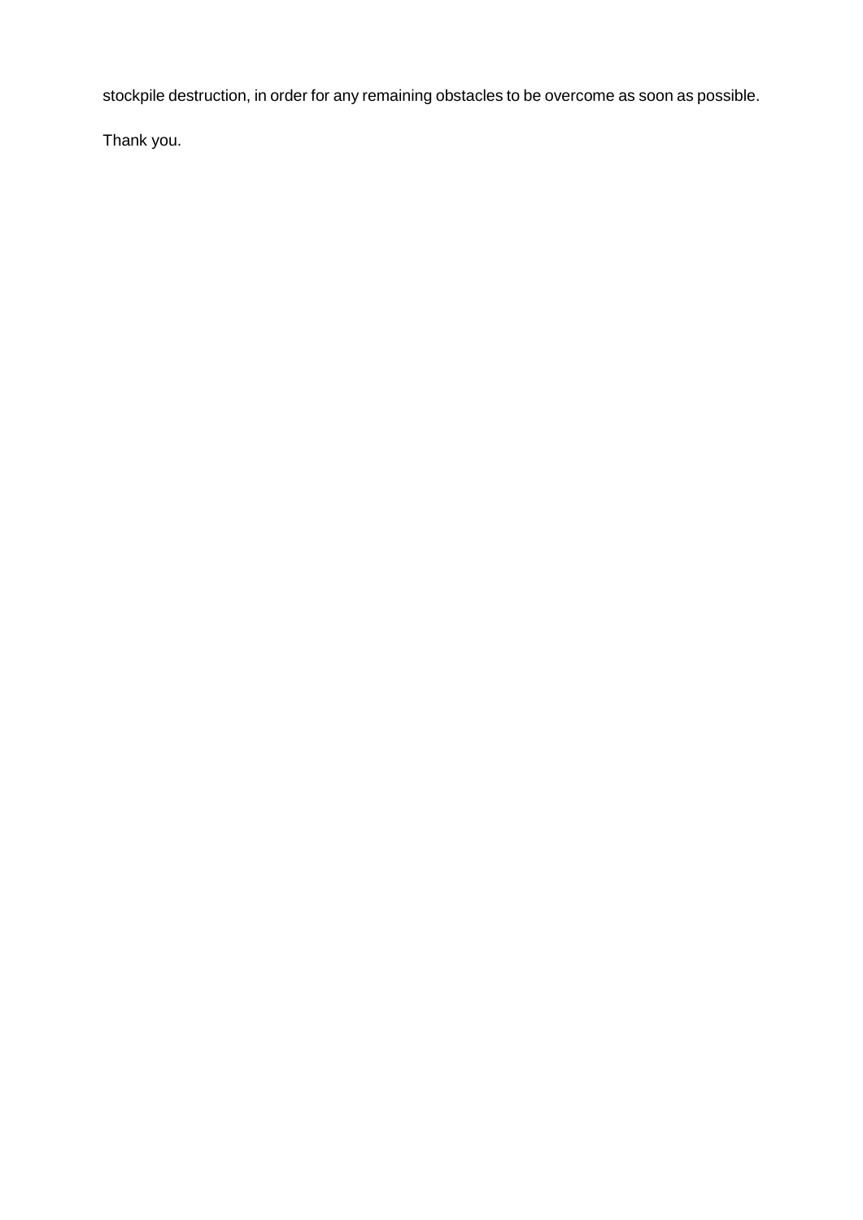stockpile destruction, in order for any remaining obstacles to be overcome as soon as possible.

Thank you.